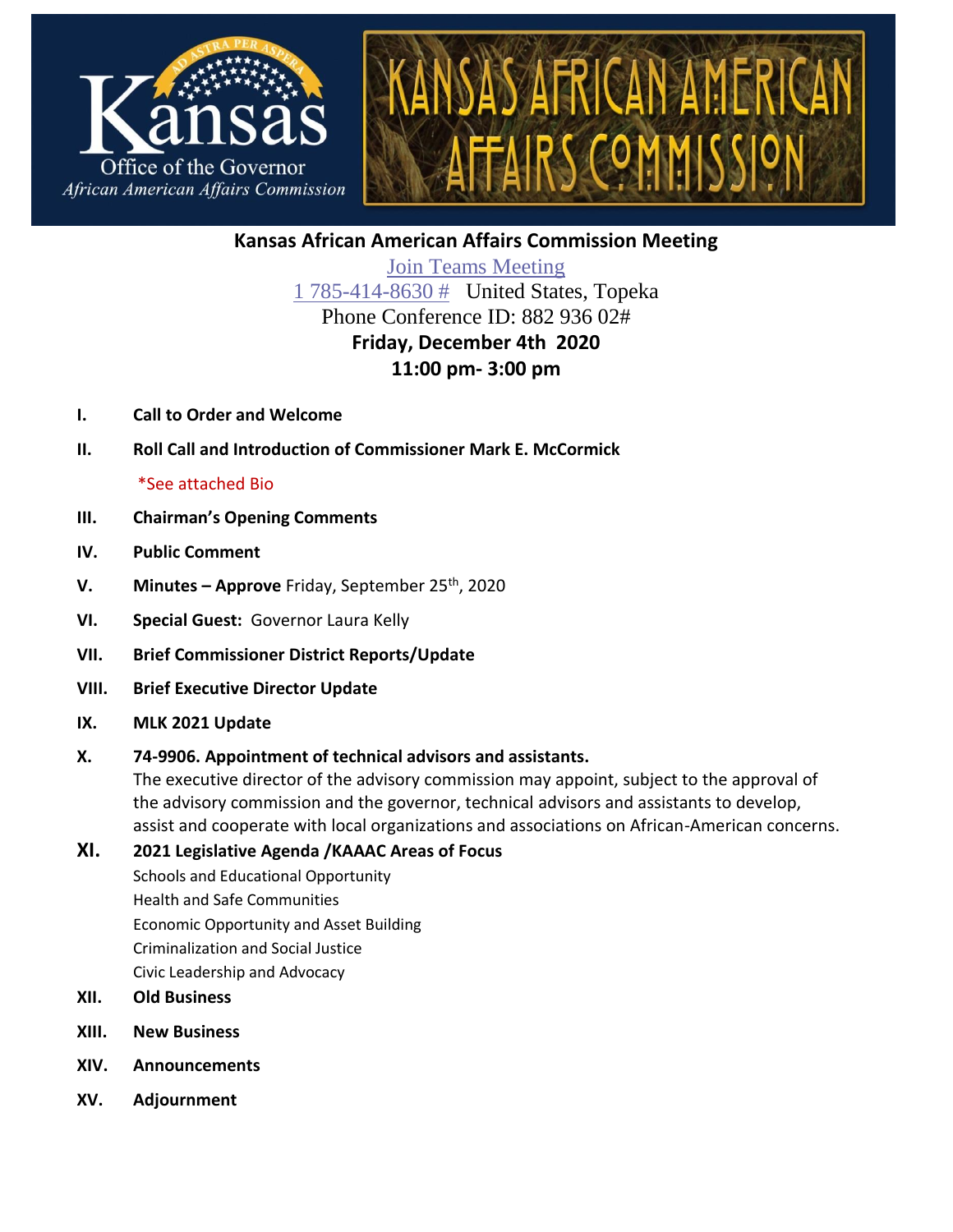Kansas Office of the Governor
African American Affairs Commission

KANSAS AFRICAN AMERICAN AFFAIRS COMMISSION

# Kansas African American Affairs Commission Meeting

Join Teams Meeting

1 785-414-8630 # United States, Topeka

Phone Conference ID: 882 936 02#

**Friday, December 4th 2020**

**11:00 pm- 3:00 pm**

- **I. Call to Order and Welcome**
- **II. Roll Call and Introduction of Commissioner Mark E. McCormick**

  *See attached Bio
- **III. Chairman's Opening Comments**
- **IV. Public Comment**
- **V. Minutes – Approve** Friday, September 25th, 2020
- **VI. Special Guest:** Governor Laura Kelly
- **VII. Brief Commissioner District Reports/Update**
- **VIII. Brief Executive Director Update**
- **IX. MLK 2021 Update**
- **X. 74-9906. Appointment of technical advisors and assistants.**

  The executive director of the advisory commission may appoint, subject to the approval of the advisory commission and the governor, technical advisors and assistants to develop, assist and cooperate with local organizations and associations on African-American concerns.
- **XI. 2021 Legislative Agenda /KAAAC Areas of Focus**

  Schools and Educational Opportunity

  Health and Safe Communities

  Economic Opportunity and Asset Building

  Criminalization and Social Justice

  Civic Leadership and Advocacy
- **XII. Old Business**
- **XIII. New Business**
- **XIV. Announcements**
- **XV. Adjournment**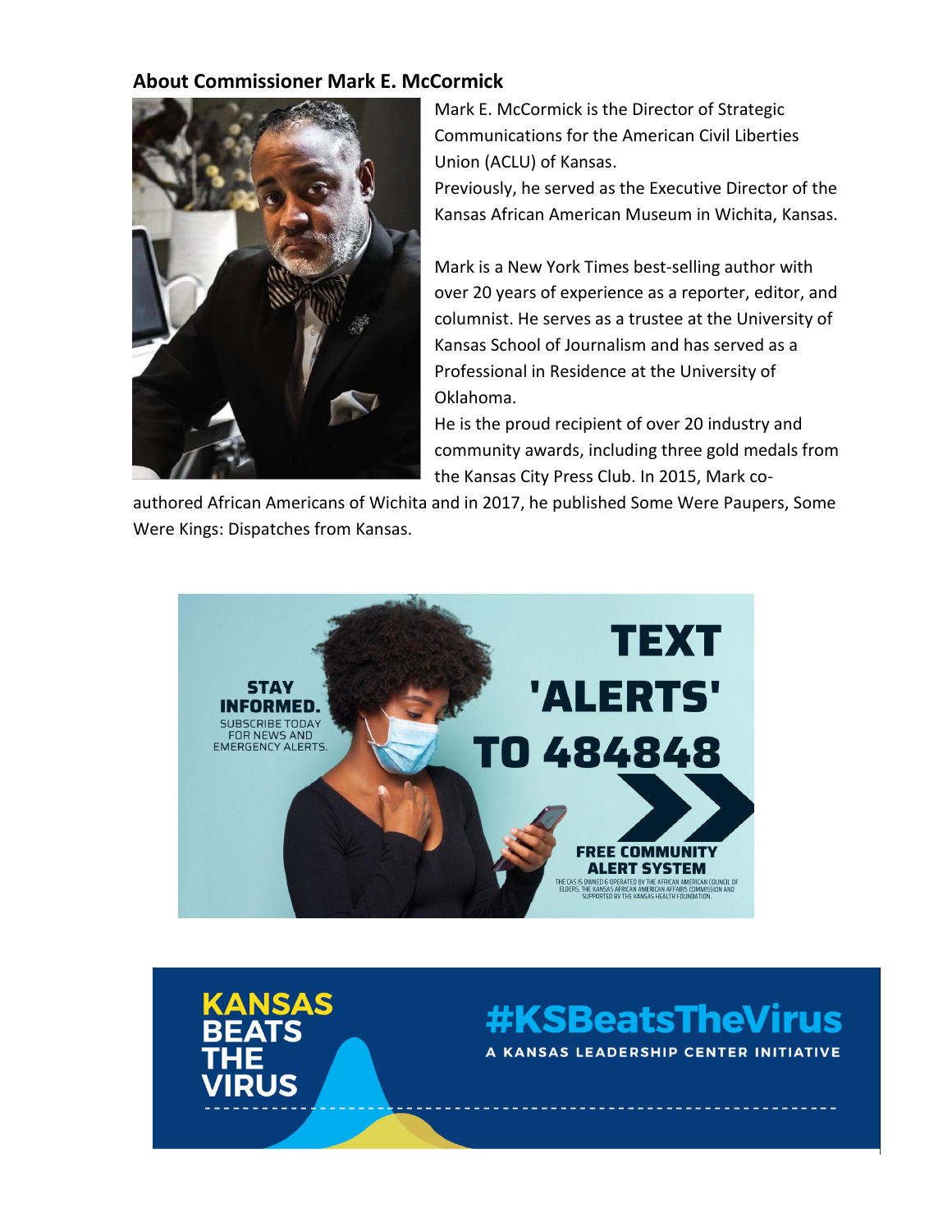## About Commissioner Mark E. McCormick

Mark E. McCormick is the Director of Strategic Communications for the American Civil Liberties Union (ACLU) of Kansas.
Previously, he served as the Executive Director of the Kansas African American Museum in Wichita, Kansas.

Mark is a New York Times best-selling author with over 20 years of experience as a reporter, editor, and columnist. He serves as a trustee at the University of Kansas School of Journalism and has served as a Professional in Residence at the University of Oklahoma.
He is the proud recipient of over 20 industry and community awards, including three gold medals from the Kansas City Press Club. In 2015, Mark co-authored African Americans of Wichita and in 2017, he published Some Were Paupers, Some Were Kings: Dispatches from Kansas.

STAY INFORMED.
SUBSCRIBE TODAY FOR NEWS AND EMERGENCY ALERTS.

TEXT 'ALERTS' TO 484848

FREE COMMUNITY ALERT SYSTEM

THE CAS IS OWNED & OPERATED BY THE AFRICAN AMERICAN COUNCIL OF ELDERS, THE KANSAS AFRICAN AMERICAN AFFAIRS COMMISSION AND SUPPORTED BY THE KANSAS HEALTH FOUNDATION.

KANSAS BEATS THE VIRUS

#KSBeatsTheVirus

A KANSAS LEADERSHIP CENTER INITIATIVE